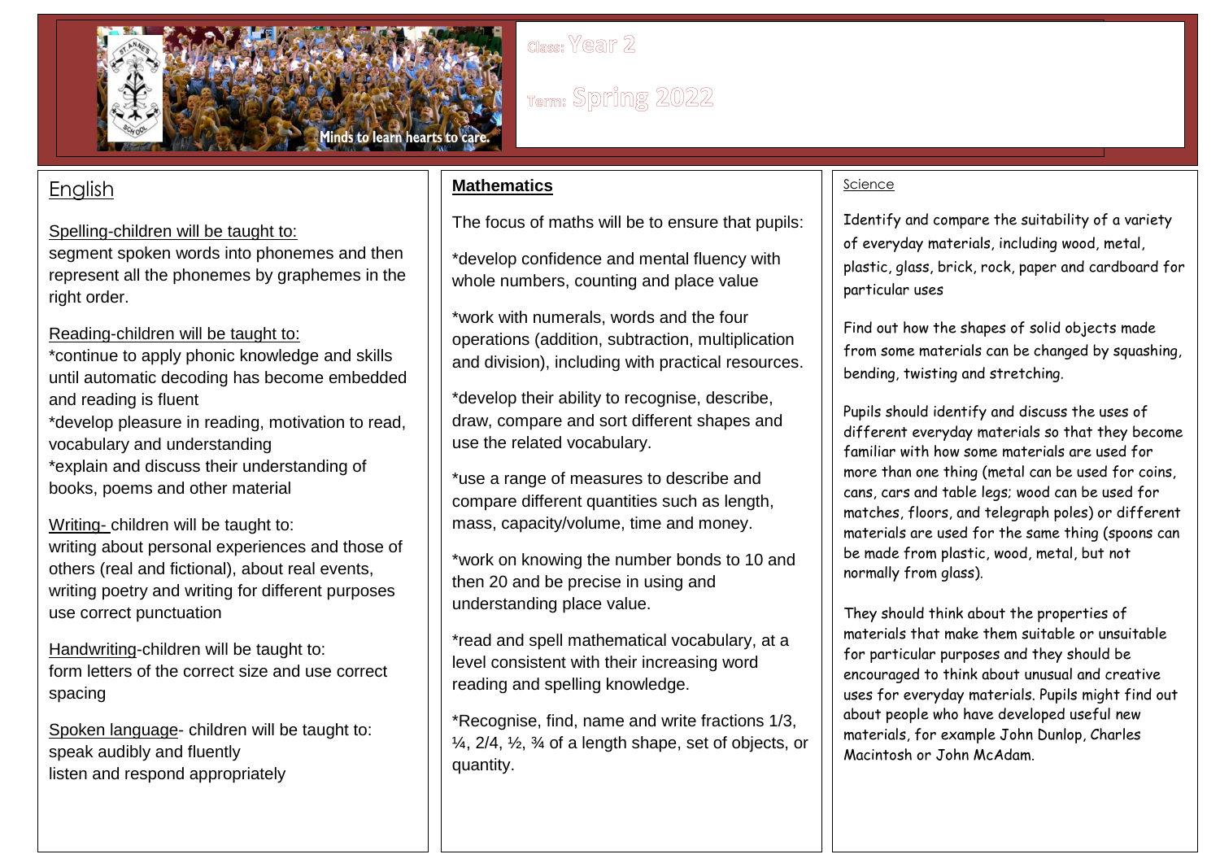Minds to learn hearts to care.

**Class:** Year 2

**Term:** Spring 2022

## English

Spelling-children will be taught to:
segment spoken words into phonemes and then represent all the phonemes by graphemes in the right order.

Reading-children will be taught to:
*continue to apply phonic knowledge and skills until automatic decoding has become embedded and reading is fluent
*develop pleasure in reading, motivation to read, vocabulary and understanding
*explain and discuss their understanding of books, poems and other material

Writing- children will be taught to:
writing about personal experiences and those of others (real and fictional), about real events, writing poetry and writing for different purposes use correct punctuation

Handwriting-children will be taught to:
form letters of the correct size and use correct spacing

Spoken language- children will be taught to:
speak audibly and fluently
listen and respond appropriately

## Mathematics

The focus of maths will be to ensure that pupils:

*develop confidence and mental fluency with whole numbers, counting and place value

*work with numerals, words and the four operations (addition, subtraction, multiplication and division), including with practical resources.

*develop their ability to recognise, describe, draw, compare and sort different shapes and use the related vocabulary.

*use a range of measures to describe and compare different quantities such as length, mass, capacity/volume, time and money.

*work on knowing the number bonds to 10 and then 20 and be precise in using and understanding place value.

*read and spell mathematical vocabulary, at a level consistent with their increasing word reading and spelling knowledge.

*Recognise, find, name and write fractions 1/3, ¼, 2/4, ½, ¾ of a length shape, set of objects, or quantity.

## Science

Identify and compare the suitability of a variety of everyday materials, including wood, metal, plastic, glass, brick, rock, paper and cardboard for particular uses

Find out how the shapes of solid objects made from some materials can be changed by squashing, bending, twisting and stretching.

Pupils should identify and discuss the uses of different everyday materials so that they become familiar with how some materials are used for more than one thing (metal can be used for coins, cans, cars and table legs; wood can be used for matches, floors, and telegraph poles) or different materials are used for the same thing (spoons can be made from plastic, wood, metal, but not normally from glass).

They should think about the properties of materials that make them suitable or unsuitable for particular purposes and they should be encouraged to think about unusual and creative uses for everyday materials. Pupils might find out about people who have developed useful new materials, for example John Dunlop, Charles Macintosh or John McAdam.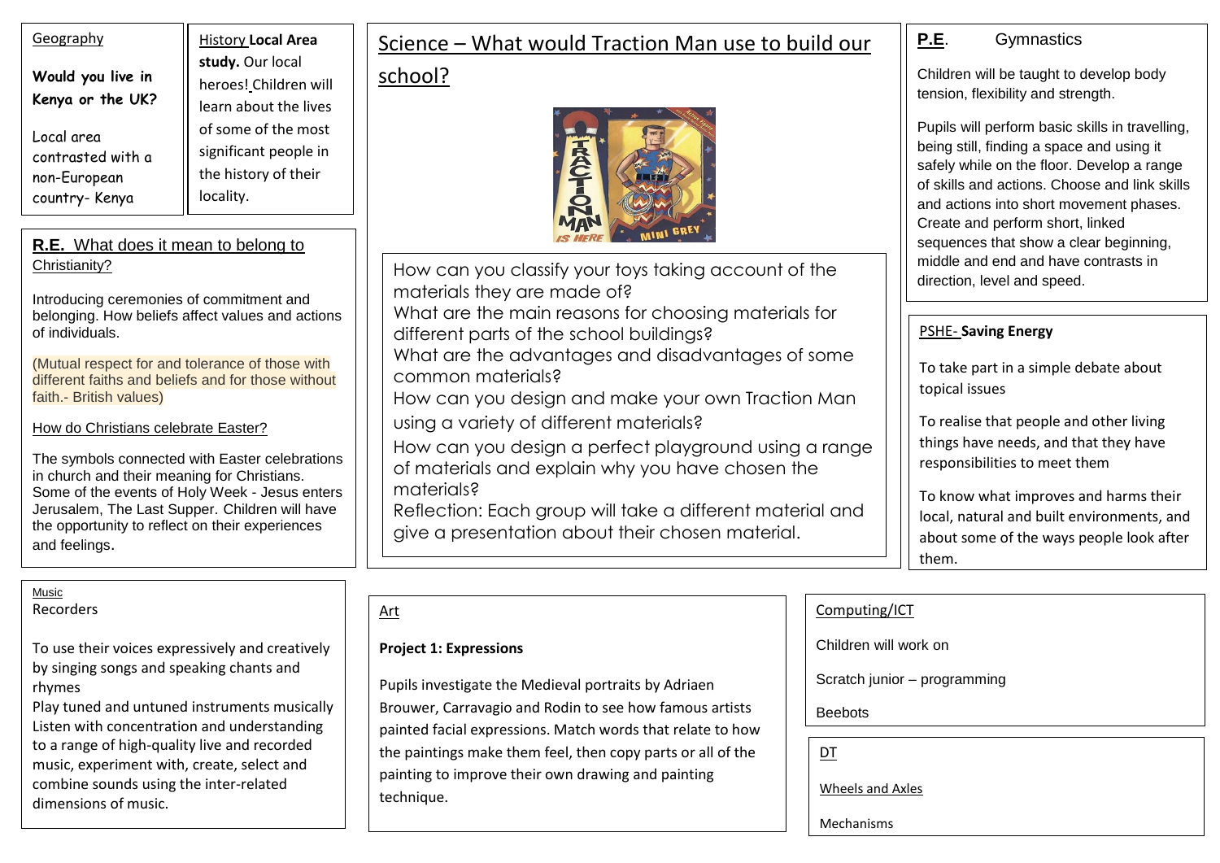## Geography

**Would you live in Kenya or the UK?**

Local area contrasted with a non-European country- Kenya

## History **Local Area study.**

Our local heroes! Children will learn about the lives of some of the most significant people in the history of their locality.

## R.E. What does it mean to belong to Christianity?

Introducing ceremonies of commitment and belonging. How beliefs affect values and actions of individuals.

(Mutual respect for and tolerance of those with different faiths and beliefs and for those without faith.- British values)

### How do Christians celebrate Easter?

The symbols connected with Easter celebrations in church and their meaning for Christians. Some of the events of Holy Week - Jesus enters Jerusalem, The Last Supper. Children will have the opportunity to reflect on their experiences and feelings.

## Science – What would Traction Man use to build our school?

How can you classify your toys taking account of the materials they are made of?
What are the main reasons for choosing materials for different parts of the school buildings?
What are the advantages and disadvantages of some common materials?
How can you design and make your own Traction Man using a variety of different materials?
How can you design a perfect playground using a range of materials and explain why you have chosen the materials?
Reflection: Each group will take a different material and give a presentation about their chosen material.

## P.E. Gymnastics

Children will be taught to develop body tension, flexibility and strength.

Pupils will perform basic skills in travelling, being still, finding a space and using it safely while on the floor. Develop a range of skills and actions. Choose and link skills and actions into short movement phases. Create and perform short, linked sequences that show a clear beginning, middle and end and have contrasts in direction, level and speed.

## PSHE- **Saving Energy**

To take part in a simple debate about topical issues

To realise that people and other living things have needs, and that they have responsibilities to meet them

To know what improves and harms their local, natural and built environments, and about some of the ways people look after them.

## Music

Recorders

To use their voices expressively and creatively by singing songs and speaking chants and rhymes
Play tuned and untuned instruments musically
Listen with concentration and understanding to a range of high-quality live and recorded music, experiment with, create, select and combine sounds using the inter-related dimensions of music.

## Art

**Project 1: Expressions**

Pupils investigate the Medieval portraits by Adriaen Brouwer, Carravagio and Rodin to see how famous artists painted facial expressions. Match words that relate to how the paintings make them feel, then copy parts or all of the painting to improve their own drawing and painting technique.

## Computing/ICT

Children will work on

Scratch junior – programming

Beebots

## DT

Wheels and Axles

Mechanisms